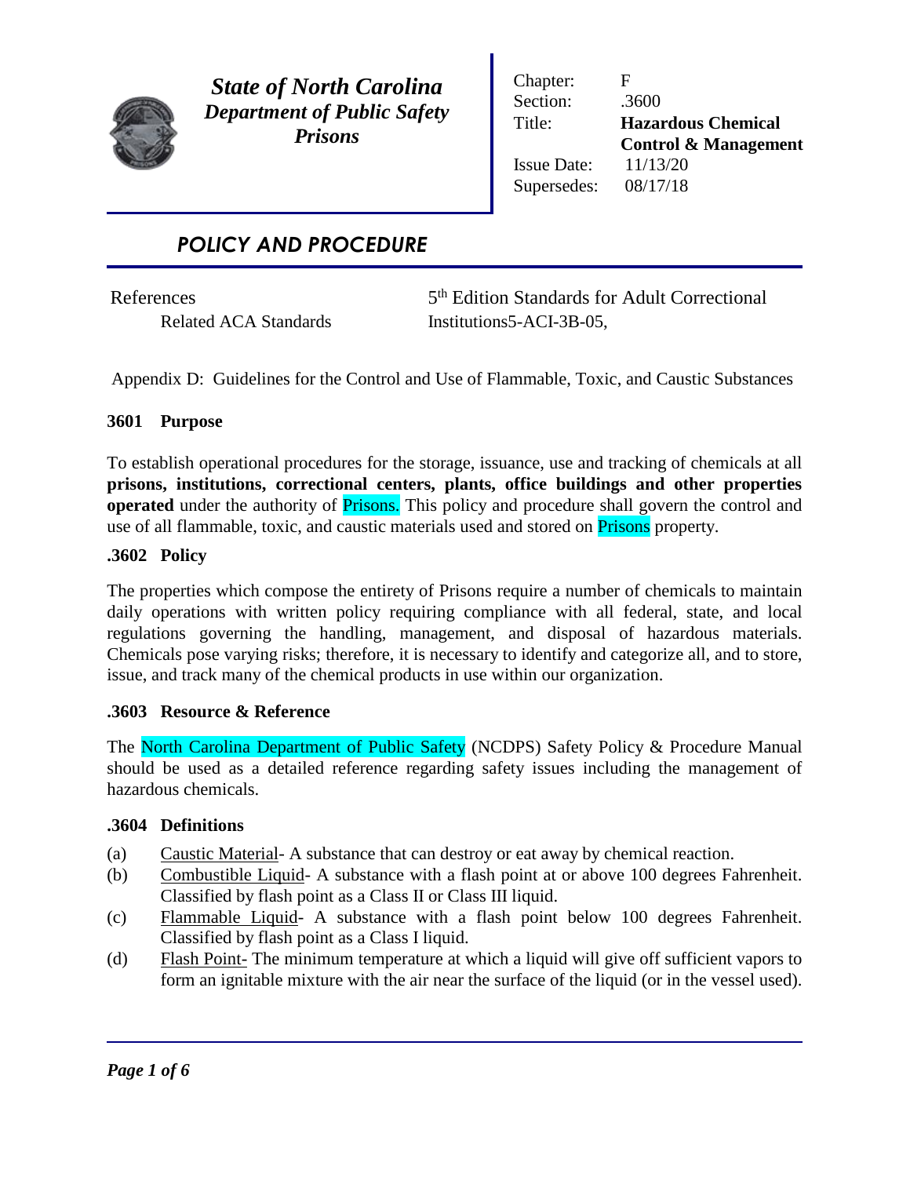# *State of North Carolina*
## *Department of Public Safety*
## *Prisons*

| | |
|---|---|
| Chapter: | F |
| Section: | .3600 |
| Title: | **Hazardous Chemical Control & Management** |
| Issue Date: | 11/13/20 |
| Supersedes: | 08/17/18 |

## *POLICY AND PROCEDURE*

References
Related ACA Standards — 5th Edition Standards for Adult Correctional Institutions5-ACI-3B-05,

Appendix D: Guidelines for the Control and Use of Flammable, Toxic, and Caustic Substances

### 3601 Purpose

To establish operational procedures for the storage, issuance, use and tracking of chemicals at all **prisons, institutions, correctional centers, plants, office buildings and other properties operated** under the authority of Prisons. This policy and procedure shall govern the control and use of all flammable, toxic, and caustic materials used and stored on Prisons property.

### .3602 Policy

The properties which compose the entirety of Prisons require a number of chemicals to maintain daily operations with written policy requiring compliance with all federal, state, and local regulations governing the handling, management, and disposal of hazardous materials. Chemicals pose varying risks; therefore, it is necessary to identify and categorize all, and to store, issue, and track many of the chemical products in use within our organization.

### .3603 Resource & Reference

The North Carolina Department of Public Safety (NCDPS) Safety Policy & Procedure Manual should be used as a detailed reference regarding safety issues including the management of hazardous chemicals.

### .3604 Definitions

(a) Caustic Material- A substance that can destroy or eat away by chemical reaction.

(b) Combustible Liquid- A substance with a flash point at or above 100 degrees Fahrenheit. Classified by flash point as a Class II or Class III liquid.

(c) Flammable Liquid- A substance with a flash point below 100 degrees Fahrenheit. Classified by flash point as a Class I liquid.

(d) Flash Point- The minimum temperature at which a liquid will give off sufficient vapors to form an ignitable mixture with the air near the surface of the liquid (or in the vessel used).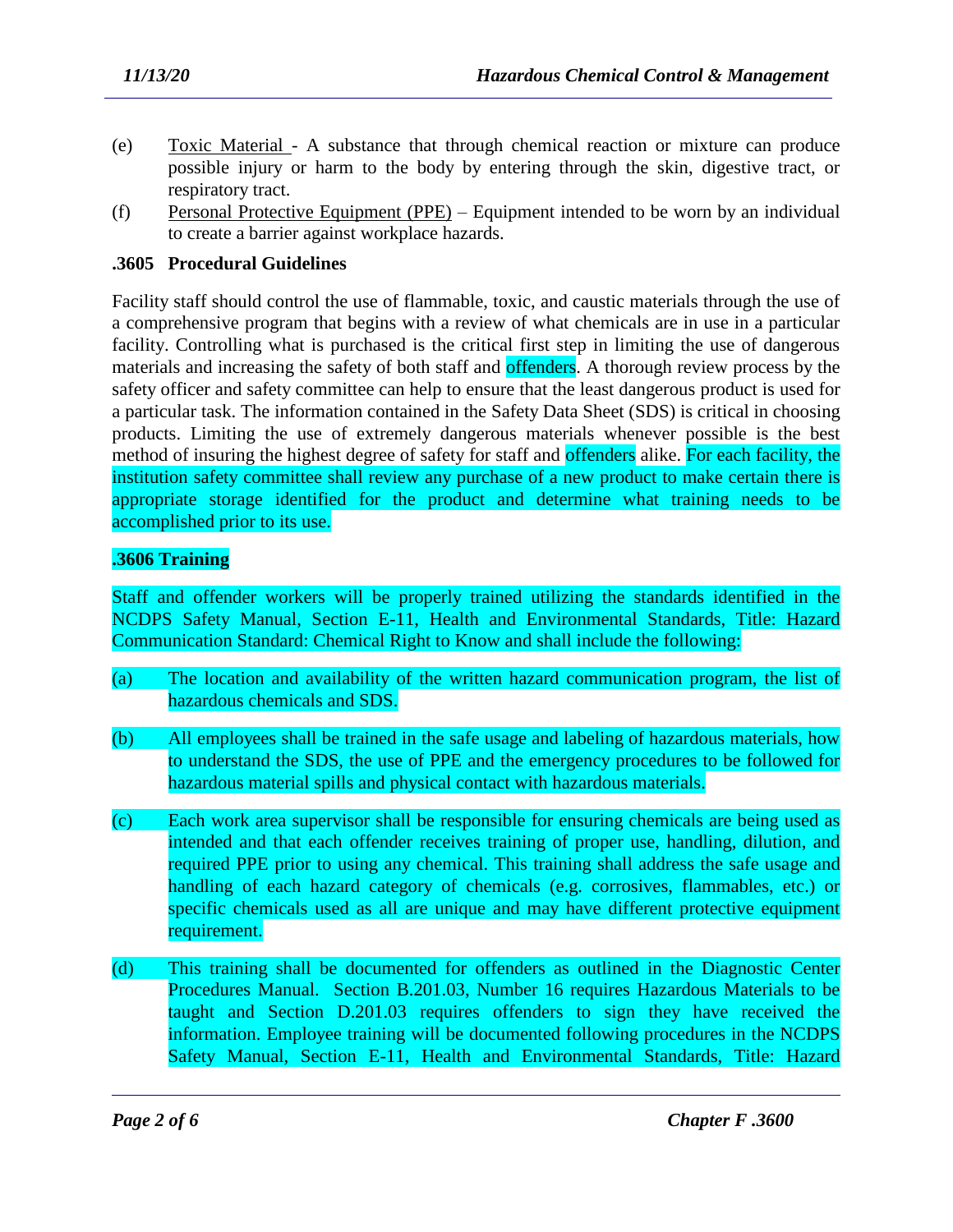(e) Toxic Material - A substance that through chemical reaction or mixture can produce possible injury or harm to the body by entering through the skin, digestive tract, or respiratory tract.

(f) Personal Protective Equipment (PPE) – Equipment intended to be worn by an individual to create a barrier against workplace hazards.

## .3605 Procedural Guidelines

Facility staff should control the use of flammable, toxic, and caustic materials through the use of a comprehensive program that begins with a review of what chemicals are in use in a particular facility. Controlling what is purchased is the critical first step in limiting the use of dangerous materials and increasing the safety of both staff and offenders. A thorough review process by the safety officer and safety committee can help to ensure that the least dangerous product is used for a particular task. The information contained in the Safety Data Sheet (SDS) is critical in choosing products. Limiting the use of extremely dangerous materials whenever possible is the best method of insuring the highest degree of safety for staff and offenders alike. For each facility, the institution safety committee shall review any purchase of a new product to make certain there is appropriate storage identified for the product and determine what training needs to be accomplished prior to its use.

## .3606 Training

Staff and offender workers will be properly trained utilizing the standards identified in the NCDPS Safety Manual, Section E-11, Health and Environmental Standards, Title: Hazard Communication Standard: Chemical Right to Know and shall include the following:

(a) The location and availability of the written hazard communication program, the list of hazardous chemicals and SDS.

(b) All employees shall be trained in the safe usage and labeling of hazardous materials, how to understand the SDS, the use of PPE and the emergency procedures to be followed for hazardous material spills and physical contact with hazardous materials.

(c) Each work area supervisor shall be responsible for ensuring chemicals are being used as intended and that each offender receives training of proper use, handling, dilution, and required PPE prior to using any chemical. This training shall address the safe usage and handling of each hazard category of chemicals (e.g. corrosives, flammables, etc.) or specific chemicals used as all are unique and may have different protective equipment requirement.

(d) This training shall be documented for offenders as outlined in the Diagnostic Center Procedures Manual. Section B.201.03, Number 16 requires Hazardous Materials to be taught and Section D.201.03 requires offenders to sign they have received the information. Employee training will be documented following procedures in the NCDPS Safety Manual, Section E-11, Health and Environmental Standards, Title: Hazard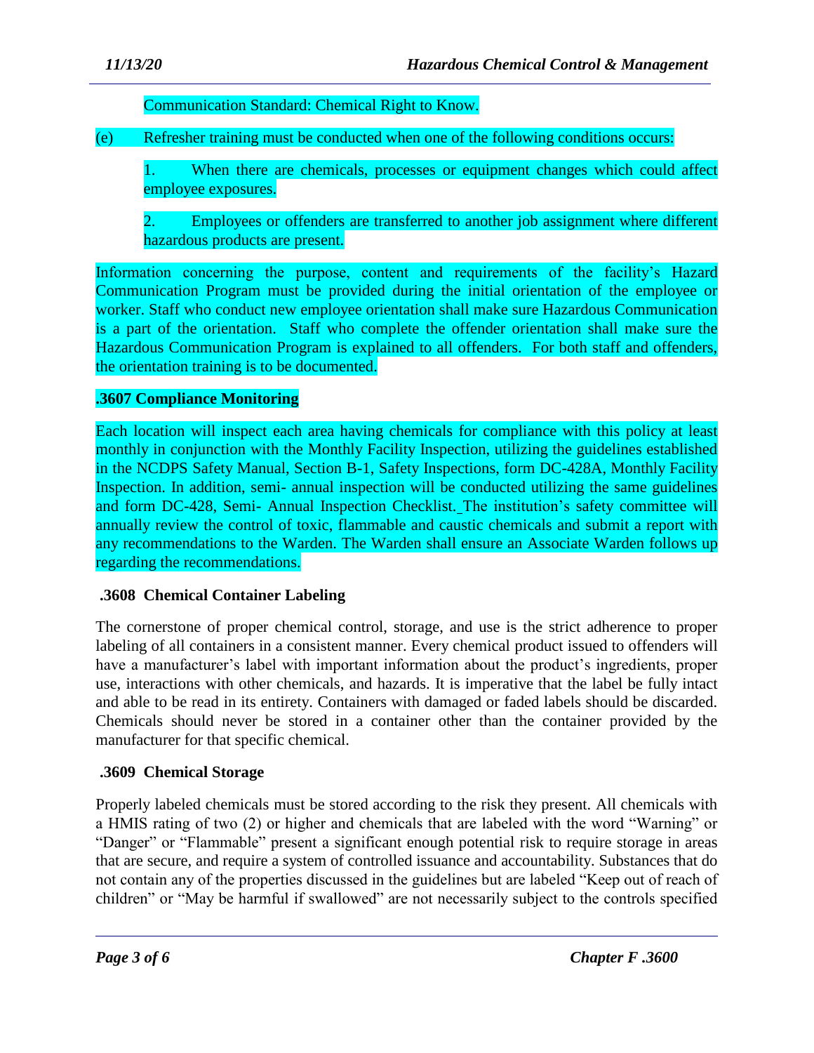Communication Standard: Chemical Right to Know.

(e) Refresher training must be conducted when one of the following conditions occurs:

1. When there are chemicals, processes or equipment changes which could affect employee exposures.

2. Employees or offenders are transferred to another job assignment where different hazardous products are present.

Information concerning the purpose, content and requirements of the facility's Hazard Communication Program must be provided during the initial orientation of the employee or worker. Staff who conduct new employee orientation shall make sure Hazardous Communication is a part of the orientation. Staff who complete the offender orientation shall make sure the Hazardous Communication Program is explained to all offenders. For both staff and offenders, the orientation training is to be documented.

**.3607 Compliance Monitoring**

Each location will inspect each area having chemicals for compliance with this policy at least monthly in conjunction with the Monthly Facility Inspection, utilizing the guidelines established in the NCDPS Safety Manual, Section B-1, Safety Inspections, form DC-428A, Monthly Facility Inspection. In addition, semi- annual inspection will be conducted utilizing the same guidelines and form DC-428, Semi- Annual Inspection Checklist. The institution's safety committee will annually review the control of toxic, flammable and caustic chemicals and submit a report with any recommendations to the Warden. The Warden shall ensure an Associate Warden follows up regarding the recommendations.

**.3608 Chemical Container Labeling**

The cornerstone of proper chemical control, storage, and use is the strict adherence to proper labeling of all containers in a consistent manner. Every chemical product issued to offenders will have a manufacturer's label with important information about the product's ingredients, proper use, interactions with other chemicals, and hazards. It is imperative that the label be fully intact and able to be read in its entirety. Containers with damaged or faded labels should be discarded. Chemicals should never be stored in a container other than the container provided by the manufacturer for that specific chemical.

**.3609 Chemical Storage**

Properly labeled chemicals must be stored according to the risk they present. All chemicals with a HMIS rating of two (2) or higher and chemicals that are labeled with the word "Warning" or "Danger" or "Flammable" present a significant enough potential risk to require storage in areas that are secure, and require a system of controlled issuance and accountability. Substances that do not contain any of the properties discussed in the guidelines but are labeled "Keep out of reach of children" or "May be harmful if swallowed" are not necessarily subject to the controls specified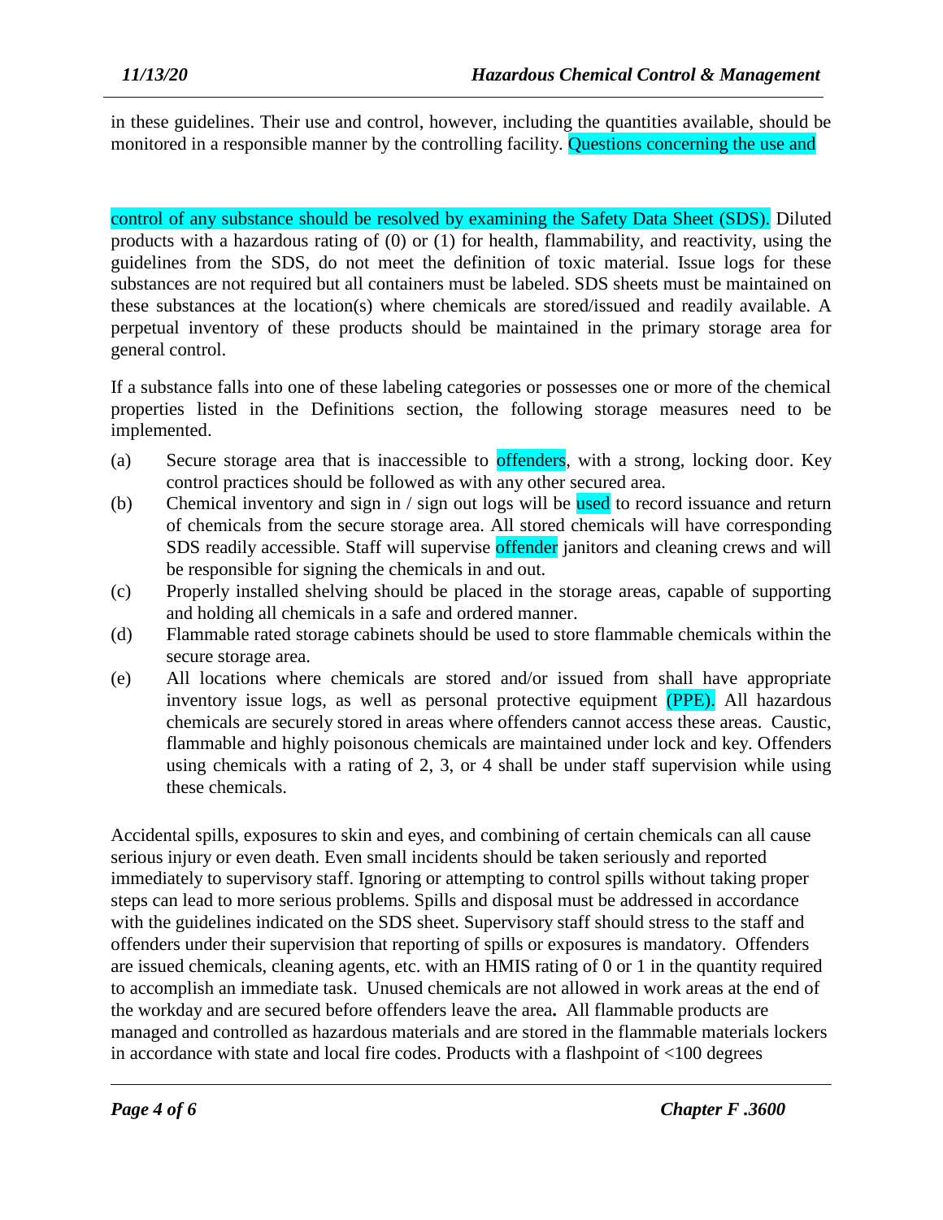in these guidelines. Their use and control, however, including the quantities available, should be monitored in a responsible manner by the controlling facility. Questions concerning the use and control of any substance should be resolved by examining the Safety Data Sheet (SDS). Diluted products with a hazardous rating of (0) or (1) for health, flammability, and reactivity, using the guidelines from the SDS, do not meet the definition of toxic material. Issue logs for these substances are not required but all containers must be labeled. SDS sheets must be maintained on these substances at the location(s) where chemicals are stored/issued and readily available. A perpetual inventory of these products should be maintained in the primary storage area for general control.

If a substance falls into one of these labeling categories or possesses one or more of the chemical properties listed in the Definitions section, the following storage measures need to be implemented.

(a) Secure storage area that is inaccessible to offenders, with a strong, locking door. Key control practices should be followed as with any other secured area.

(b) Chemical inventory and sign in / sign out logs will be used to record issuance and return of chemicals from the secure storage area. All stored chemicals will have corresponding SDS readily accessible. Staff will supervise offender janitors and cleaning crews and will be responsible for signing the chemicals in and out.

(c) Properly installed shelving should be placed in the storage areas, capable of supporting and holding all chemicals in a safe and ordered manner.

(d) Flammable rated storage cabinets should be used to store flammable chemicals within the secure storage area.

(e) All locations where chemicals are stored and/or issued from shall have appropriate inventory issue logs, as well as personal protective equipment (PPE). All hazardous chemicals are securely stored in areas where offenders cannot access these areas. Caustic, flammable and highly poisonous chemicals are maintained under lock and key. Offenders using chemicals with a rating of 2, 3, or 4 shall be under staff supervision while using these chemicals.

Accidental spills, exposures to skin and eyes, and combining of certain chemicals can all cause serious injury or even death. Even small incidents should be taken seriously and reported immediately to supervisory staff. Ignoring or attempting to control spills without taking proper steps can lead to more serious problems. Spills and disposal must be addressed in accordance with the guidelines indicated on the SDS sheet. Supervisory staff should stress to the staff and offenders under their supervision that reporting of spills or exposures is mandatory. Offenders are issued chemicals, cleaning agents, etc. with an HMIS rating of 0 or 1 in the quantity required to accomplish an immediate task. Unused chemicals are not allowed in work areas at the end of the workday and are secured before offenders leave the area**.** All flammable products are managed and controlled as hazardous materials and are stored in the flammable materials lockers in accordance with state and local fire codes. Products with a flashpoint of <100 degrees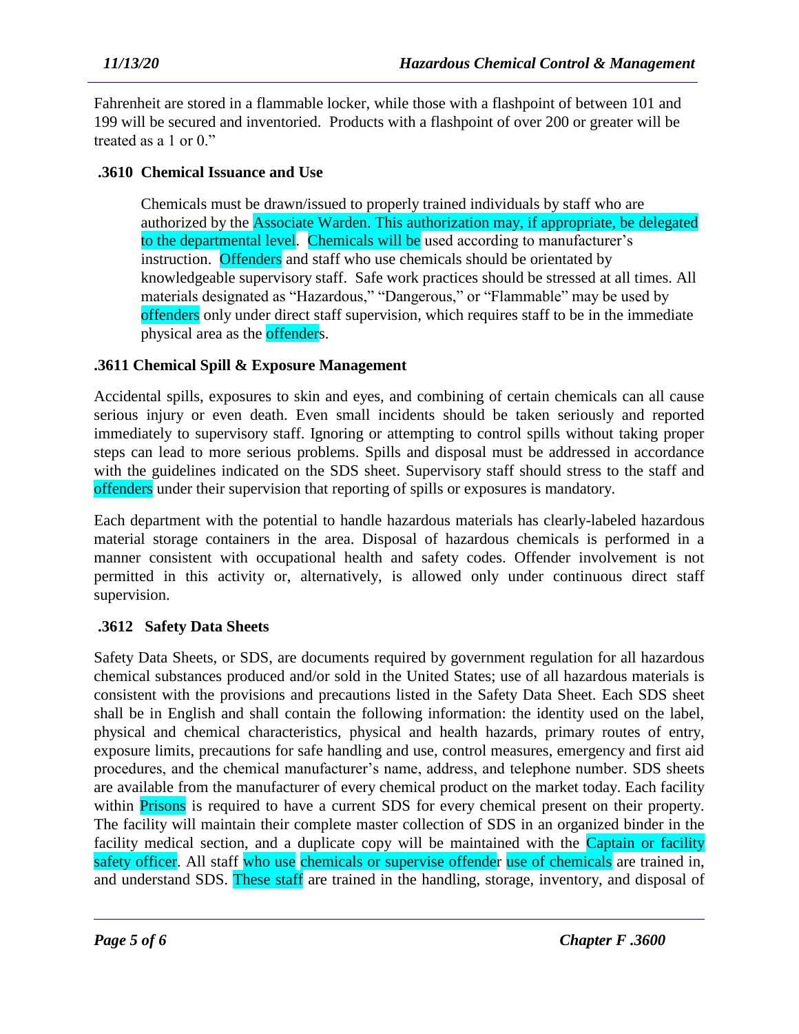Fahrenheit are stored in a flammable locker, while those with a flashpoint of between 101 and 199 will be secured and inventoried. Products with a flashpoint of over 200 or greater will be treated as a 1 or 0."

### .3610 Chemical Issuance and Use

Chemicals must be drawn/issued to properly trained individuals by staff who are authorized by the Associate Warden. This authorization may, if appropriate, be delegated to the departmental level. Chemicals will be used according to manufacturer's instruction. Offenders and staff who use chemicals should be orientated by knowledgeable supervisory staff. Safe work practices should be stressed at all times. All materials designated as "Hazardous," "Dangerous," or "Flammable" may be used by offenders only under direct staff supervision, which requires staff to be in the immediate physical area as the offenders.

### .3611 Chemical Spill & Exposure Management

Accidental spills, exposures to skin and eyes, and combining of certain chemicals can all cause serious injury or even death. Even small incidents should be taken seriously and reported immediately to supervisory staff. Ignoring or attempting to control spills without taking proper steps can lead to more serious problems. Spills and disposal must be addressed in accordance with the guidelines indicated on the SDS sheet. Supervisory staff should stress to the staff and offenders under their supervision that reporting of spills or exposures is mandatory.

Each department with the potential to handle hazardous materials has clearly-labeled hazardous material storage containers in the area. Disposal of hazardous chemicals is performed in a manner consistent with occupational health and safety codes. Offender involvement is not permitted in this activity or, alternatively, is allowed only under continuous direct staff supervision.

### .3612 Safety Data Sheets

Safety Data Sheets, or SDS, are documents required by government regulation for all hazardous chemical substances produced and/or sold in the United States; use of all hazardous materials is consistent with the provisions and precautions listed in the Safety Data Sheet. Each SDS sheet shall be in English and shall contain the following information: the identity used on the label, physical and chemical characteristics, physical and health hazards, primary routes of entry, exposure limits, precautions for safe handling and use, control measures, emergency and first aid procedures, and the chemical manufacturer's name, address, and telephone number. SDS sheets are available from the manufacturer of every chemical product on the market today. Each facility within Prisons is required to have a current SDS for every chemical present on their property. The facility will maintain their complete master collection of SDS in an organized binder in the facility medical section, and a duplicate copy will be maintained with the Captain or facility safety officer. All staff who use chemicals or supervise offender use of chemicals are trained in, and understand SDS. These staff are trained in the handling, storage, inventory, and disposal of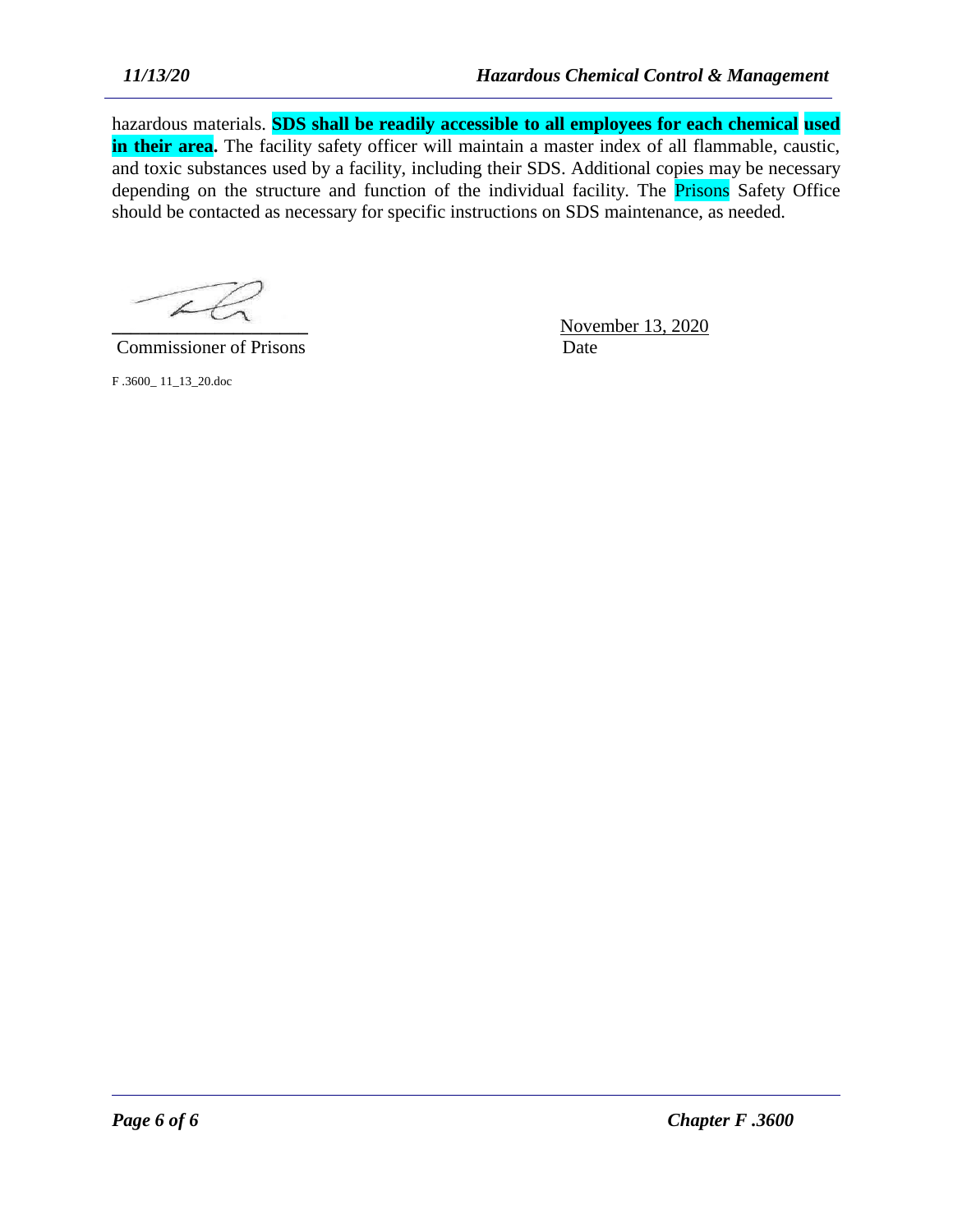hazardous materials. **SDS shall be readily accessible to all employees for each chemical used in their area.** The facility safety officer will maintain a master index of all flammable, caustic, and toxic substances used by a facility, including their SDS. Additional copies may be necessary depending on the structure and function of the individual facility. The Prisons Safety Office should be contacted as necessary for specific instructions on SDS maintenance, as needed.

Commissioner of Prisons

November 13, 2020
Date

F .3600_ 11_13_20.doc